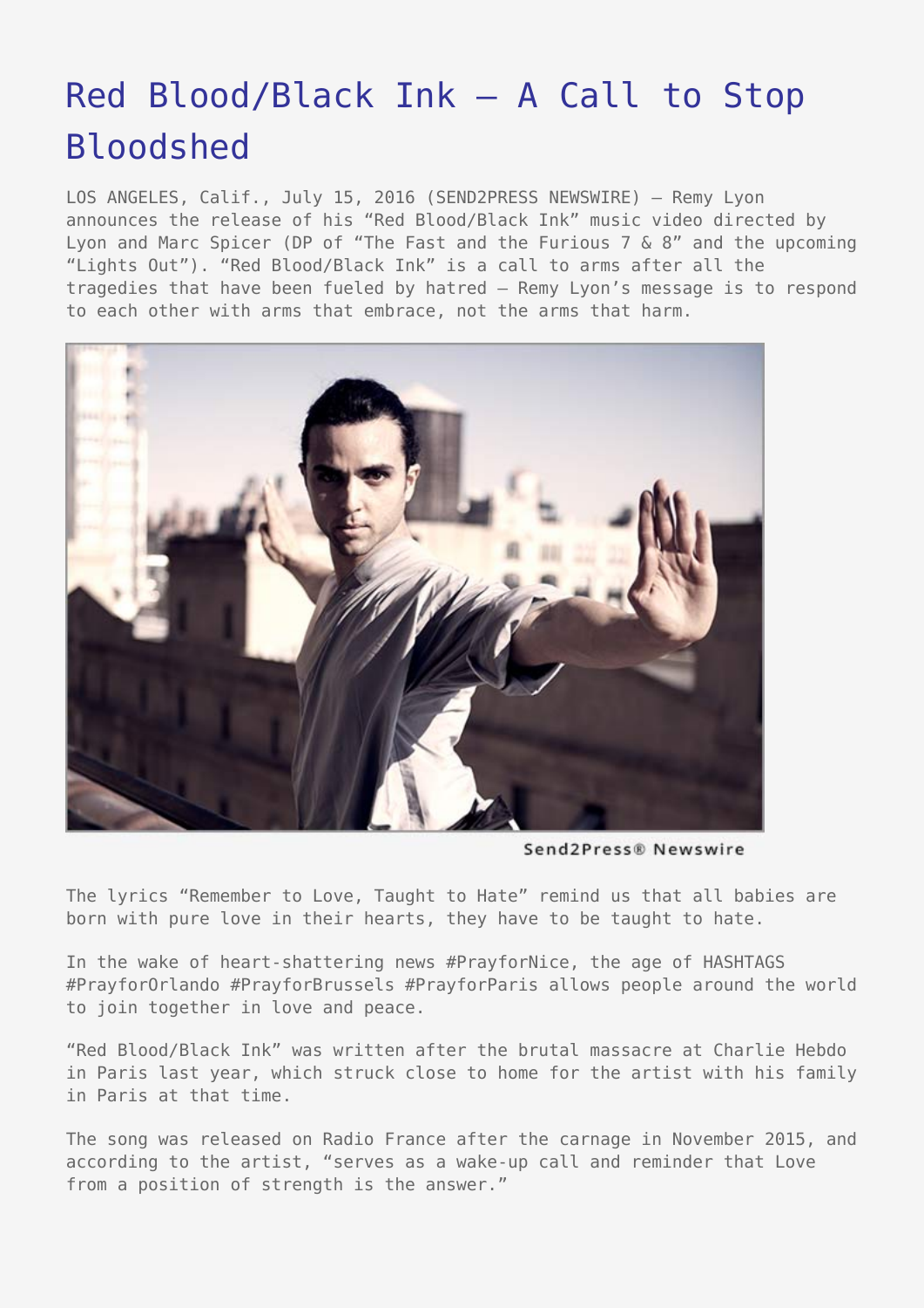# Red Blood/Black Ink – A Call to Stop Bloodshed

LOS ANGELES, Calif., July 15, 2016 (SEND2PRESS NEWSWIRE) — Remy Lyon announces the release of his "Red Blood/Black Ink" music video directed by Lyon and Marc Spicer (DP of "The Fast and the Furious 7 & 8" and the upcoming "Lights Out"). "Red Blood/Black Ink" is a call to arms after all the tragedies that have been fueled by hatred – Remy Lyon's message is to respond to each other with arms that embrace, not the arms that harm.

Send2Press® Newswire

The lyrics "Remember to Love, Taught to Hate" remind us that all babies are born with pure love in their hearts, they have to be taught to hate.

In the wake of heart-shattering news #PrayforNice, the age of HASHTAGS #PrayforOrlando #PrayforBrussels #PrayforParis allows people around the world to join together in love and peace.

"Red Blood/Black Ink" was written after the brutal massacre at Charlie Hebdo in Paris last year, which struck close to home for the artist with his family in Paris at that time.

The song was released on Radio France after the carnage in November 2015, and according to the artist, "serves as a wake-up call and reminder that Love from a position of strength is the answer."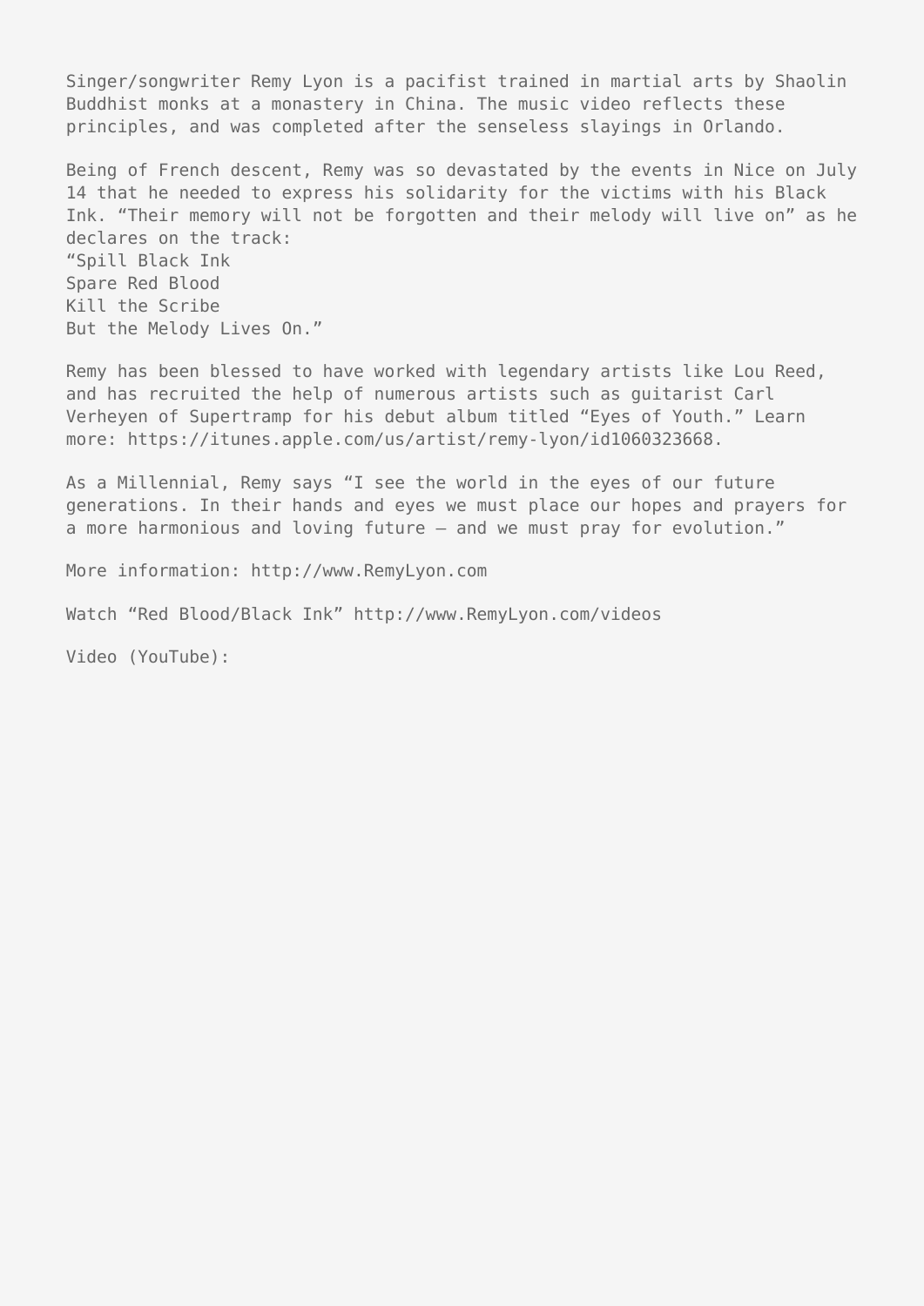Singer/songwriter Remy Lyon is a pacifist trained in martial arts by Shaolin Buddhist monks at a monastery in China. The music video reflects these principles, and was completed after the senseless slayings in Orlando.

Being of French descent, Remy was so devastated by the events in Nice on July 14 that he needed to express his solidarity for the victims with his Black Ink. “Their memory will not be forgotten and their melody will live on” as he declares on the track:

“Spill Black Ink
Spare Red Blood
Kill the Scribe
But the Melody Lives On.”

Remy has been blessed to have worked with legendary artists like Lou Reed, and has recruited the help of numerous artists such as guitarist Carl Verheyen of Supertramp for his debut album titled “Eyes of Youth.” Learn more: https://itunes.apple.com/us/artist/remy-lyon/id1060323668.

As a Millennial, Remy says “I see the world in the eyes of our future generations. In their hands and eyes we must place our hopes and prayers for a more harmonious and loving future – and we must pray for evolution.”

More information: http://www.RemyLyon.com

Watch “Red Blood/Black Ink” http://www.RemyLyon.com/videos

Video (YouTube):